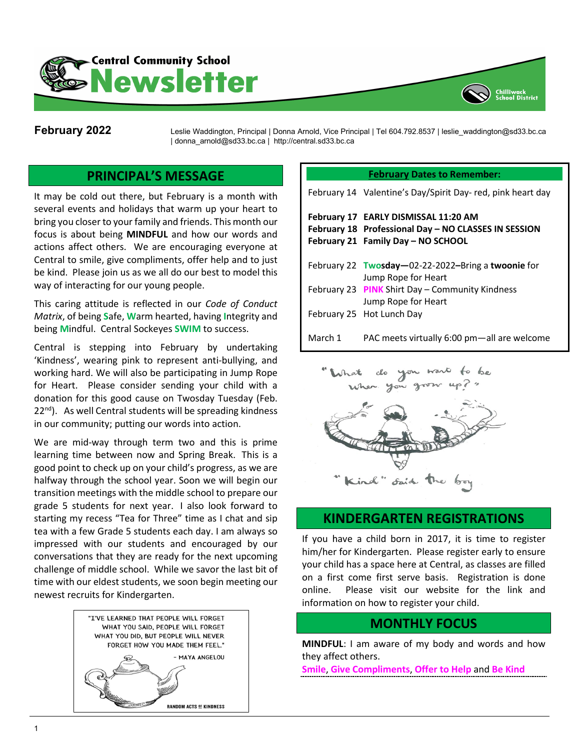# Central Community School Newsletter

Chilliwack School District

**February 2022**

Leslie Waddington, Principal | Donna Arnold, Vice Principal | Tel 604.792.8537 | leslie_waddington@sd33.bc.ca | donna_arnold@sd33.bc.ca | http://central.sd33.bc.ca

## PRINCIPAL'S MESSAGE

It may be cold out there, but February is a month with several events and holidays that warm up your heart to bring you closer to your family and friends. This month our focus is about being **MINDFUL** and how our words and actions affect others. We are encouraging everyone at Central to smile, give compliments, offer help and to just be kind. Please join us as we all do our best to model this way of interacting for our young people.

This caring attitude is reflected in our *Code of Conduct Matrix*, of being **S**afe, **W**arm hearted, having **I**ntegrity and being **M**indful. Central Sockeyes **SWIM** to success.

Central is stepping into February by undertaking 'Kindness', wearing pink to represent anti-bullying, and working hard. We will also be participating in Jump Rope for Heart. Please consider sending your child with a donation for this good cause on Twosday Tuesday (Feb. 22nd). As well Central students will be spreading kindness in our community; putting our words into action.

We are mid-way through term two and this is prime learning time between now and Spring Break. This is a good point to check up on your child's progress, as we are halfway through the school year. Soon we will begin our transition meetings with the middle school to prepare our grade 5 students for next year. I also look forward to starting my recess "Tea for Three" time as I chat and sip tea with a few Grade 5 students each day. I am always so impressed with our students and encouraged by our conversations that they are ready for the next upcoming challenge of middle school. While we savor the last bit of time with our eldest students, we soon begin meeting our newest recruits for Kindergarten.

"I'VE LEARNED THAT PEOPLE WILL FORGET WHAT YOU SAID, PEOPLE WILL FORGET WHAT YOU DID, BUT PEOPLE WILL NEVER FORGET HOW YOU MADE THEM FEEL." – MAYA ANGELOU

RANDOM ACTS OF KINDNESS

## February Dates to Remember:

| | |
|---|---|
| February 14 | Valentine's Day/Spirit Day- red, pink heart day |
| **February 17** | **EARLY DISMISSAL 11:20 AM** |
| **February 18** | **Professional Day – NO CLASSES IN SESSION** |
| **February 21** | **Family Day – NO SCHOOL** |
| February 22 | **Twosday—**02-22-2022**–**Bring a **twoonie** for Jump Rope for Heart |
| February 23 | **PINK** Shirt Day – Community Kindness Jump Rope for Heart |
| February 25 | Hot Lunch Day |
| March 1 | PAC meets virtually 6:00 pm—all are welcome |

"What do you want to be when you grow up?"

"Kind" said the boy

## KINDERGARTEN REGISTRATIONS

If you have a child born in 2017, it is time to register him/her for Kindergarten. Please register early to ensure your child has a space here at Central, as classes are filled on a first come first serve basis. Registration is done online. Please visit our website for the link and information on how to register your child.

## MONTHLY FOCUS

**MINDFUL**: I am aware of my body and words and how they affect others.

**Smile**, **Give Compliments**, **Offer to Help** and **Be Kind**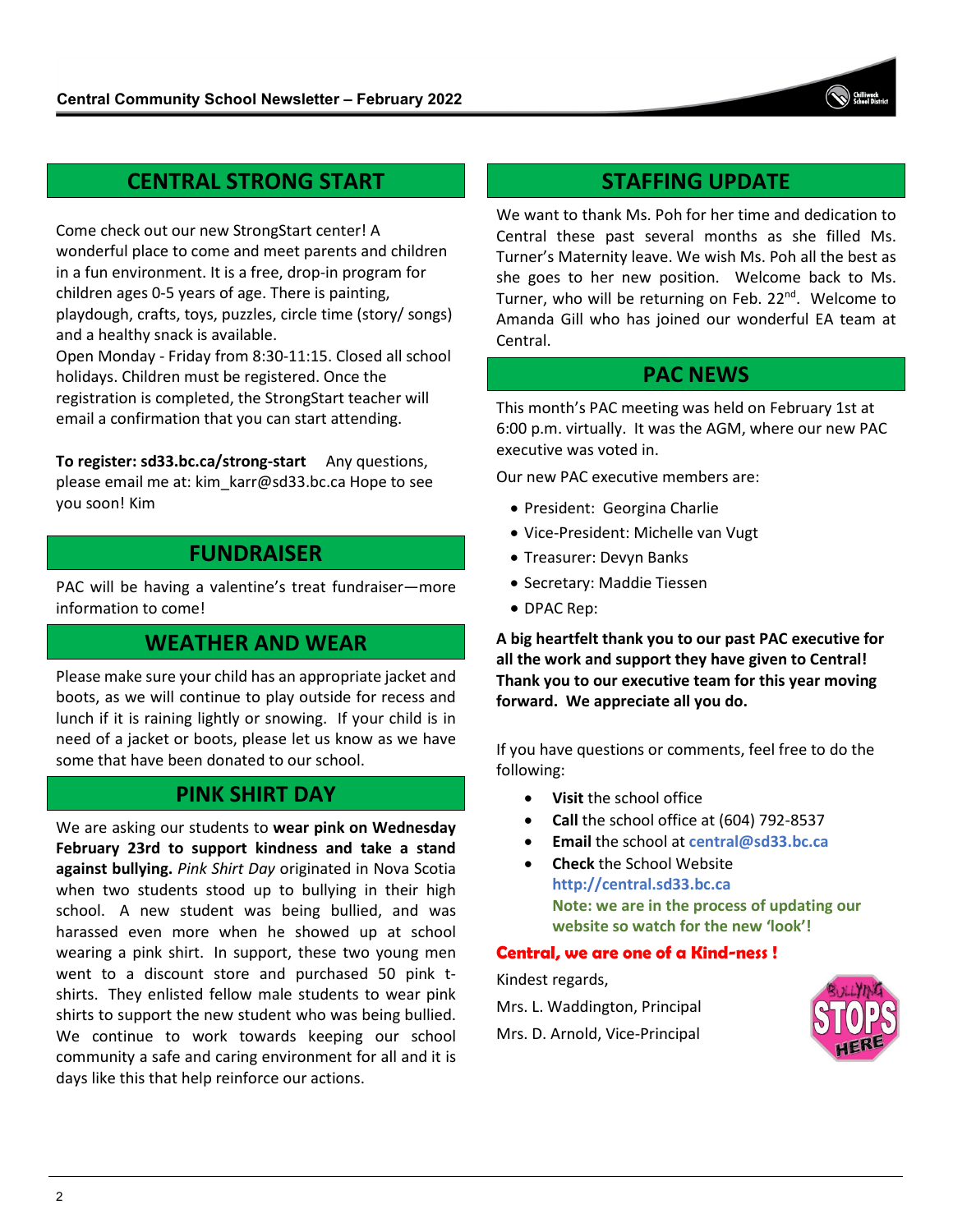## CENTRAL STRONG START

Come check out our new StrongStart center! A wonderful place to come and meet parents and children in a fun environment. It is a free, drop-in program for children ages 0-5 years of age. There is painting, playdough, crafts, toys, puzzles, circle time (story/ songs) and a healthy snack is available.

Open Monday - Friday from 8:30-11:15. Closed all school holidays. Children must be registered. Once the registration is completed, the StrongStart teacher will email a confirmation that you can start attending.

**To register: sd33.bc.ca/strong-start** Any questions, please email me at: kim_karr@sd33.bc.ca Hope to see you soon! Kim

## FUNDRAISER

PAC will be having a valentine's treat fundraiser—more information to come!

## WEATHER AND WEAR

Please make sure your child has an appropriate jacket and boots, as we will continue to play outside for recess and lunch if it is raining lightly or snowing. If your child is in need of a jacket or boots, please let us know as we have some that have been donated to our school.

## PINK SHIRT DAY

We are asking our students to **wear pink on Wednesday February 23rd to support kindness and take a stand against bullying.** *Pink Shirt Day* originated in Nova Scotia when two students stood up to bullying in their high school. A new student was being bullied, and was harassed even more when he showed up at school wearing a pink shirt. In support, these two young men went to a discount store and purchased 50 pink t-shirts. They enlisted fellow male students to wear pink shirts to support the new student who was being bullied. We continue to work towards keeping our school community a safe and caring environment for all and it is days like this that help reinforce our actions.

## STAFFING UPDATE

We want to thank Ms. Poh for her time and dedication to Central these past several months as she filled Ms. Turner's Maternity leave. We wish Ms. Poh all the best as she goes to her new position. Welcome back to Ms. Turner, who will be returning on Feb. 22nd. Welcome to Amanda Gill who has joined our wonderful EA team at Central.

## PAC NEWS

This month's PAC meeting was held on February 1st at 6:00 p.m. virtually. It was the AGM, where our new PAC executive was voted in.

Our new PAC executive members are:

- President: Georgina Charlie
- Vice-President: Michelle van Vugt
- Treasurer: Devyn Banks
- Secretary: Maddie Tiessen
- DPAC Rep:

**A big heartfelt thank you to our past PAC executive for all the work and support they have given to Central! Thank you to our executive team for this year moving forward. We appreciate all you do.**

If you have questions or comments, feel free to do the following:

- **Visit** the school office
- **Call** the school office at (604) 792-8537
- **Email** the school at **central@sd33.bc.ca**
- **Check** the School Website **http://central.sd33.bc.ca**
  **Note: we are in the process of updating our website so watch for the new 'look'!**

**Central, we are one of a Kind-ness !**

Kindest regards,

Mrs. L. Waddington, Principal

Mrs. D. Arnold, Vice-Principal